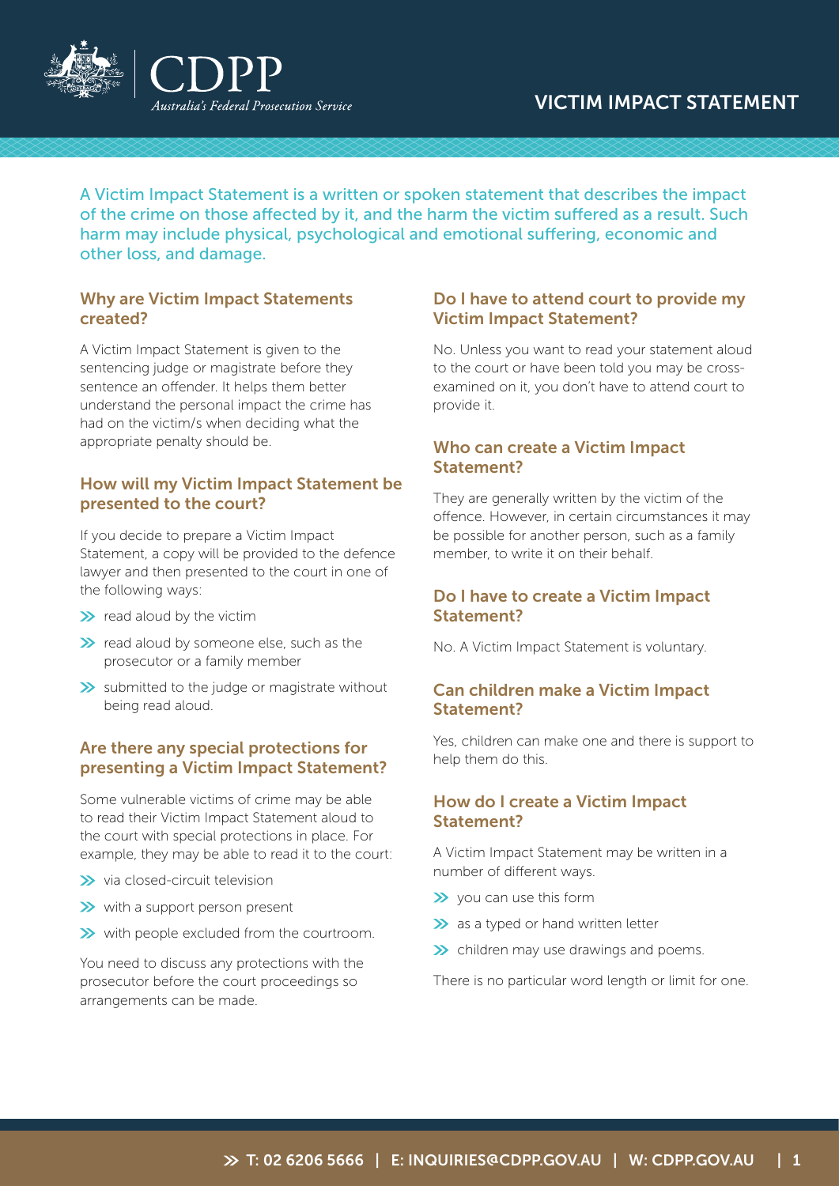# VICTIM IMPACT STATEMENT

A Victim Impact Statement is a written or spoken statement that describes the impact of the crime on those affected by it, and the harm the victim suffered as a result. Such harm may include physical, psychological and emotional suffering, economic and other loss, and damage.

## Why are Victim Impact Statements created?

A Victim Impact Statement is given to the sentencing judge or magistrate before they sentence an offender. It helps them better understand the personal impact the crime has had on the victim/s when deciding what the appropriate penalty should be.

## How will my Victim Impact Statement be presented to the court?

If you decide to prepare a Victim Impact Statement, a copy will be provided to the defence lawyer and then presented to the court in one of the following ways:

- read aloud by the victim
- read aloud by someone else, such as the prosecutor or a family member
- submitted to the judge or magistrate without being read aloud.

## Are there any special protections for presenting a Victim Impact Statement?

Some vulnerable victims of crime may be able to read their Victim Impact Statement aloud to the court with special protections in place. For example, they may be able to read it to the court:

- via closed-circuit television
- with a support person present
- with people excluded from the courtroom.

You need to discuss any protections with the prosecutor before the court proceedings so arrangements can be made.

## Do I have to attend court to provide my Victim Impact Statement?

No. Unless you want to read your statement aloud to the court or have been told you may be cross-examined on it, you don't have to attend court to provide it.

## Who can create a Victim Impact Statement?

They are generally written by the victim of the offence. However, in certain circumstances it may be possible for another person, such as a family member, to write it on their behalf.

## Do I have to create a Victim Impact Statement?

No. A Victim Impact Statement is voluntary.

## Can children make a Victim Impact Statement?

Yes, children can make one and there is support to help them do this.

## How do I create a Victim Impact Statement?

A Victim Impact Statement may be written in a number of different ways.

- you can use this form
- as a typed or hand written letter
- children may use drawings and poems.

There is no particular word length or limit for one.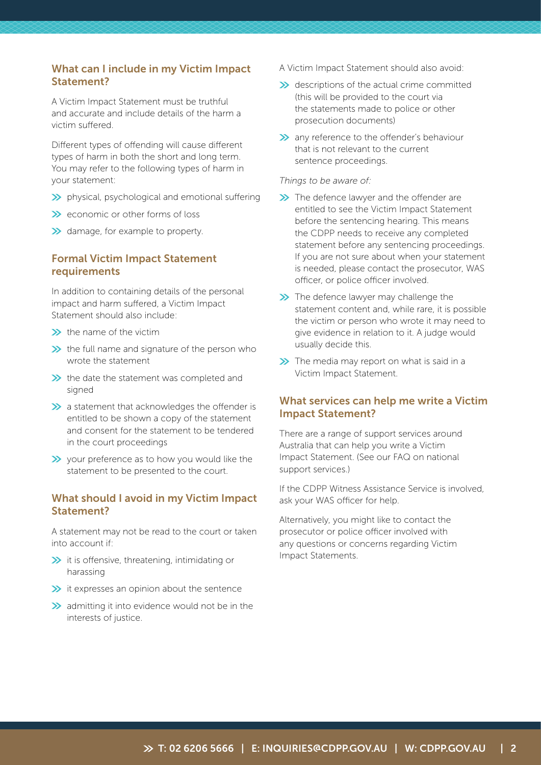## What can I include in my Victim Impact Statement?

A Victim Impact Statement must be truthful and accurate and include details of the harm a victim suffered.

Different types of offending will cause different types of harm in both the short and long term. You may refer to the following types of harm in your statement:

- physical, psychological and emotional suffering
- economic or other forms of loss
- damage, for example to property.

## Formal Victim Impact Statement requirements

In addition to containing details of the personal impact and harm suffered, a Victim Impact Statement should also include:

- the name of the victim
- the full name and signature of the person who wrote the statement
- the date the statement was completed and signed
- a statement that acknowledges the offender is entitled to be shown a copy of the statement and consent for the statement to be tendered in the court proceedings
- your preference as to how you would like the statement to be presented to the court.

## What should I avoid in my Victim Impact Statement?

A statement may not be read to the court or taken into account if:

- it is offensive, threatening, intimidating or harassing
- it expresses an opinion about the sentence
- admitting it into evidence would not be in the interests of justice.

A Victim Impact Statement should also avoid:

- descriptions of the actual crime committed (this will be provided to the court via the statements made to police or other prosecution documents)
- any reference to the offender's behaviour that is not relevant to the current sentence proceedings.

*Things to be aware of:*

- The defence lawyer and the offender are entitled to see the Victim Impact Statement before the sentencing hearing. This means the CDPP needs to receive any completed statement before any sentencing proceedings. If you are not sure about when your statement is needed, please contact the prosecutor, WAS officer, or police officer involved.
- The defence lawyer may challenge the statement content and, while rare, it is possible the victim or person who wrote it may need to give evidence in relation to it. A judge would usually decide this.
- The media may report on what is said in a Victim Impact Statement.

## What services can help me write a Victim Impact Statement?

There are a range of support services around Australia that can help you write a Victim Impact Statement. (See our FAQ on national support services.)

If the CDPP Witness Assistance Service is involved, ask your WAS officer for help.

Alternatively, you might like to contact the prosecutor or police officer involved with any questions or concerns regarding Victim Impact Statements.